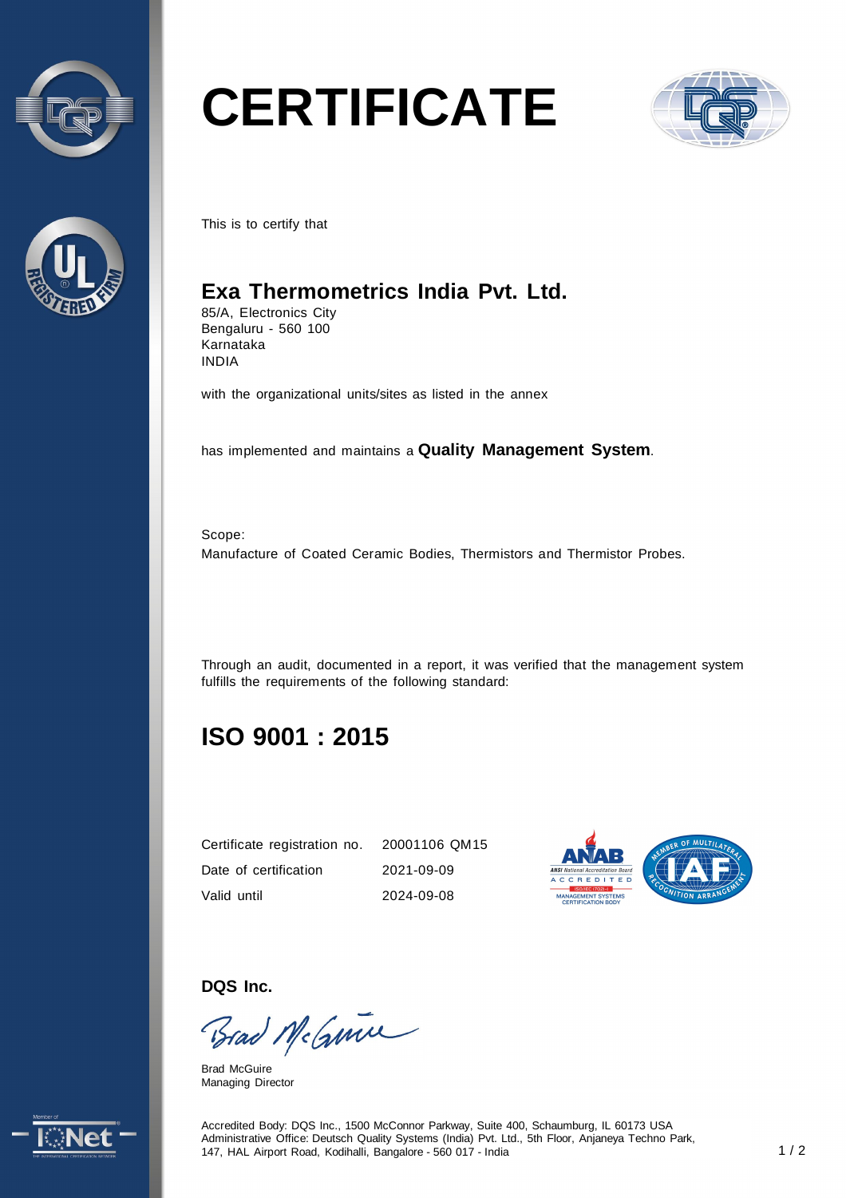# CERTIFICATE

This is to certify that

## Exa Thermometrics India Pvt. Ltd.

85/A, Electronics City
Bengaluru - 560 100
Karnataka
INDIA

with the organizational units/sites as listed in the annex

has implemented and maintains a **Quality Management System**.

Scope:
Manufacture of Coated Ceramic Bodies, Thermistors and Thermistor Probes.

Through an audit, documented in a report, it was verified that the management system fulfills the requirements of the following standard:

## ISO 9001 : 2015

| | |
|---|---|
| Certificate registration no. | 20001106 QM15 |
| Date of certification | 2021-09-09 |
| Valid until | 2024-09-08 |

**DQS Inc.**

Brad McGuire
Managing Director

Accredited Body: DQS Inc., 1500 McConnor Parkway, Suite 400, Schaumburg, IL 60173 USA
Administrative Office: Deutsch Quality Systems (India) Pvt. Ltd., 5th Floor, Anjaneya Techno Park, 147, HAL Airport Road, Kodihalli, Bangalore - 560 017 - India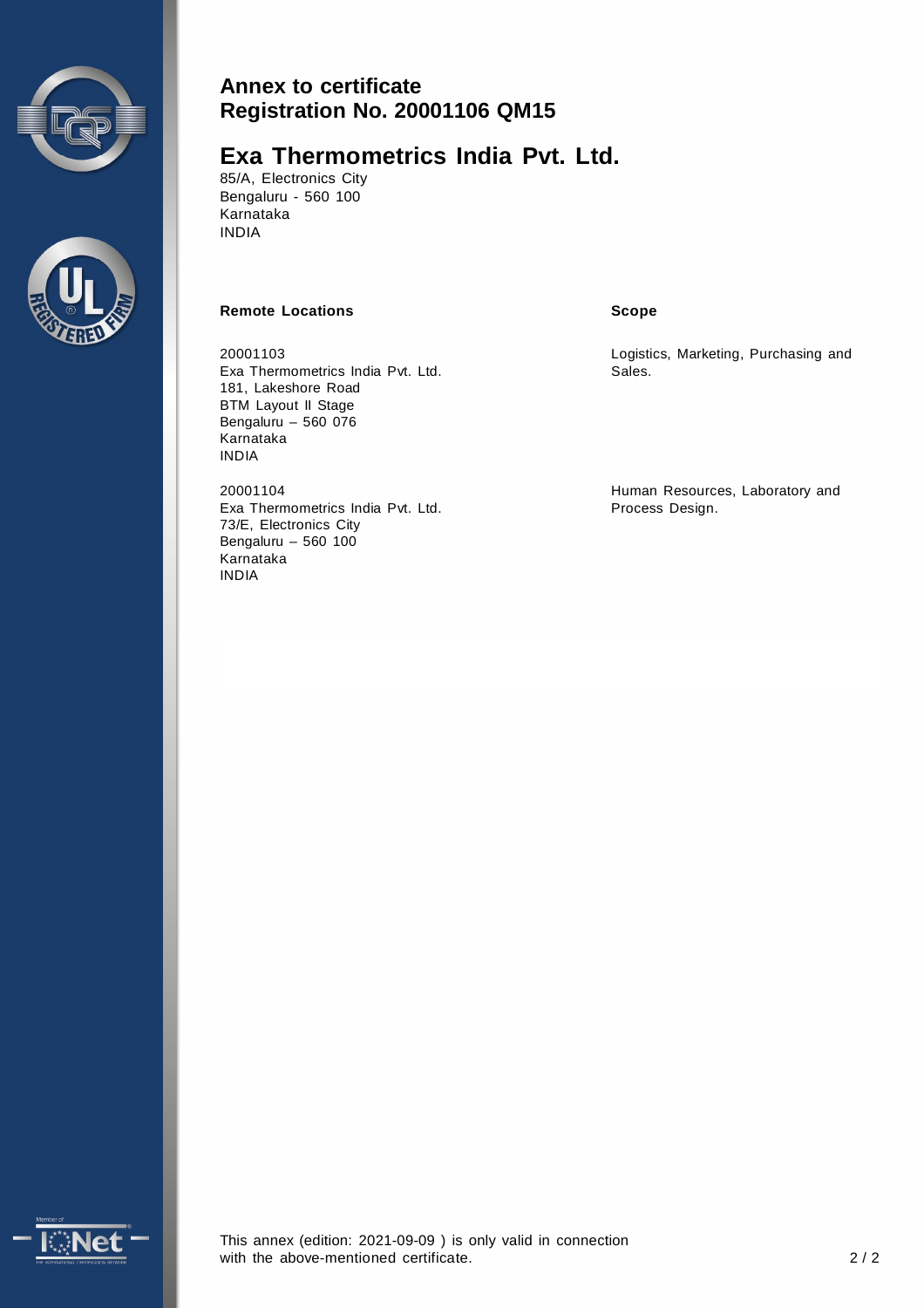## Annex to certificate
## Registration No. 20001106 QM15

# Exa Thermometrics India Pvt. Ltd.

85/A, Electronics City
Bengaluru - 560 100
Karnataka
INDIA

| Remote Locations | Scope |
| --- | --- |
| 20001103<br>Exa Thermometrics India Pvt. Ltd.<br>181, Lakeshore Road<br>BTM Layout II Stage<br>Bengaluru – 560 076<br>Karnataka<br>INDIA | Logistics, Marketing, Purchasing and Sales. |
| 20001104<br>Exa Thermometrics India Pvt. Ltd.<br>73/E, Electronics City<br>Bengaluru – 560 100<br>Karnataka<br>INDIA | Human Resources, Laboratory and Process Design. |

This annex (edition: 2021-09-09 ) is only valid in connection with the above-mentioned certificate.